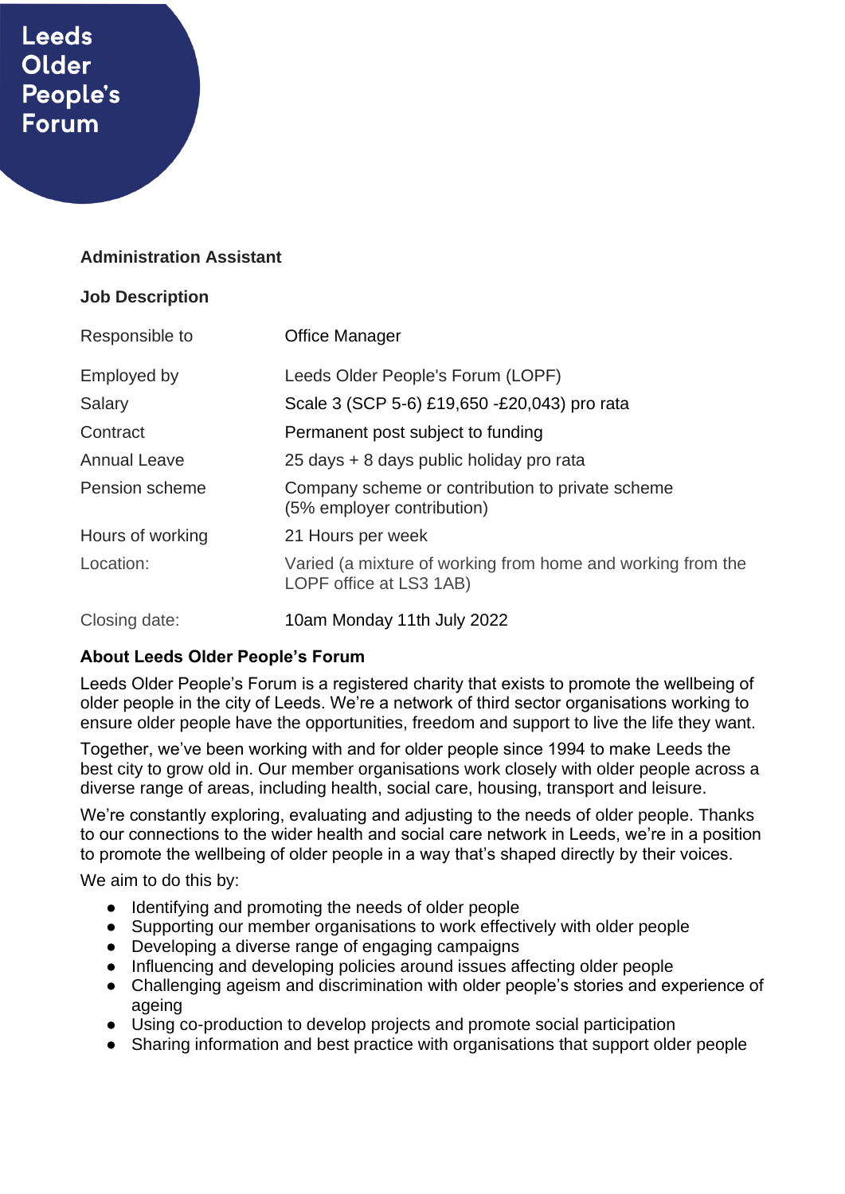# Leeds Older People's Forum

## Administration Assistant

### Job Description

| | |
|---|---|
| Responsible to | Office Manager |
| Employed by | Leeds Older People's Forum (LOPF) |
| Salary | Scale 3 (SCP 5-6) £19,650 -£20,043) pro rata |
| Contract | Permanent post subject to funding |
| Annual Leave | 25 days + 8 days public holiday pro rata |
| Pension scheme | Company scheme or contribution to private scheme (5% employer contribution) |
| Hours of working | 21 Hours per week |
| Location: | Varied (a mixture of working from home and working from the LOPF office at LS3 1AB) |
| Closing date: | 10am Monday 11th July 2022 |

### About Leeds Older People's Forum

Leeds Older People's Forum is a registered charity that exists to promote the wellbeing of older people in the city of Leeds. We're a network of third sector organisations working to ensure older people have the opportunities, freedom and support to live the life they want.

Together, we've been working with and for older people since 1994 to make Leeds the best city to grow old in. Our member organisations work closely with older people across a diverse range of areas, including health, social care, housing, transport and leisure.

We're constantly exploring, evaluating and adjusting to the needs of older people. Thanks to our connections to the wider health and social care network in Leeds, we're in a position to promote the wellbeing of older people in a way that's shaped directly by their voices.

We aim to do this by:

- Identifying and promoting the needs of older people
- Supporting our member organisations to work effectively with older people
- Developing a diverse range of engaging campaigns
- Influencing and developing policies around issues affecting older people
- Challenging ageism and discrimination with older people's stories and experience of ageing
- Using co-production to develop projects and promote social participation
- Sharing information and best practice with organisations that support older people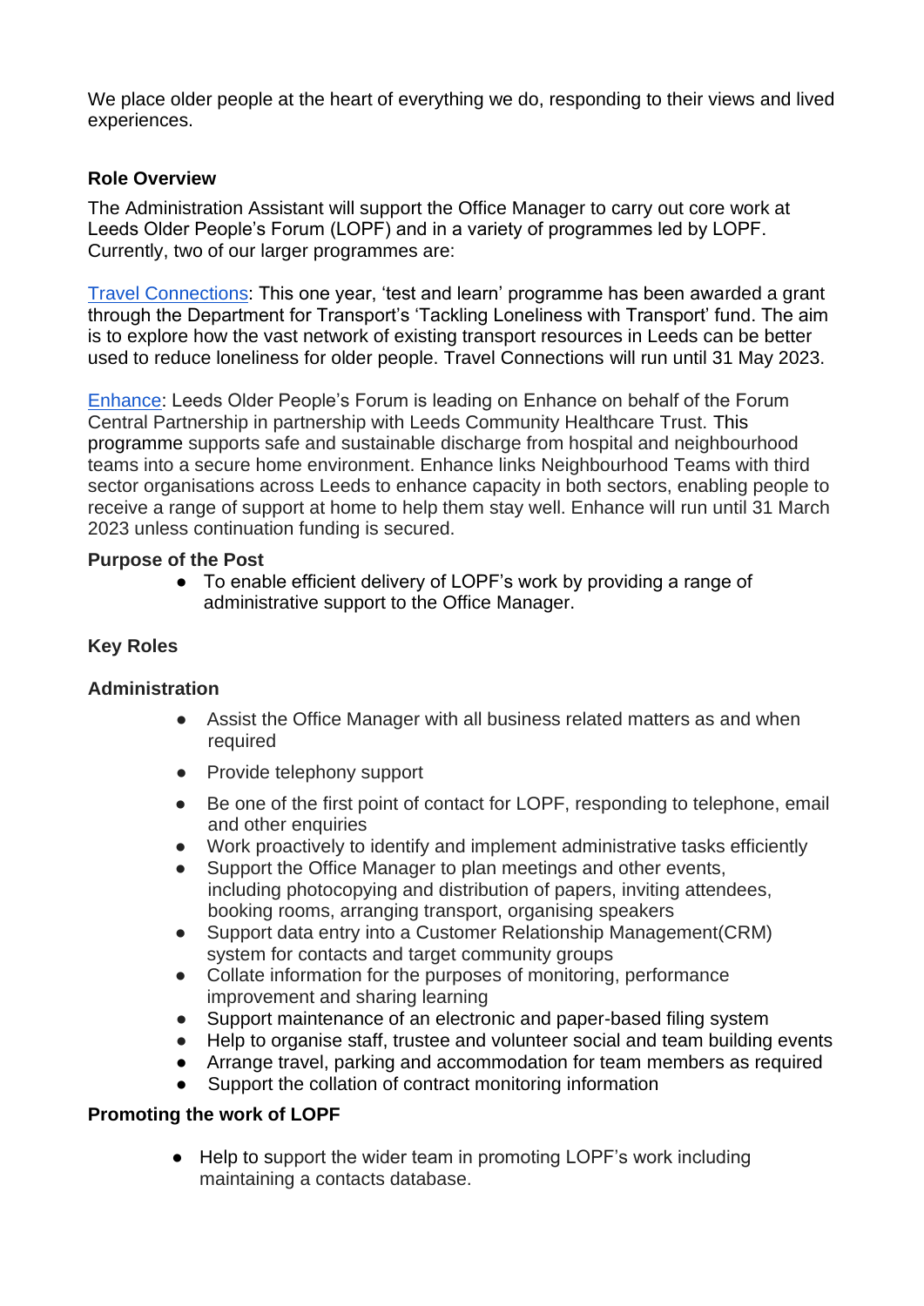We place older people at the heart of everything we do, responding to their views and lived experiences.

**Role Overview**

The Administration Assistant will support the Office Manager to carry out core work at Leeds Older People's Forum (LOPF) and in a variety of programmes led by LOPF. Currently, two of our larger programmes are:

Travel Connections: This one year, 'test and learn' programme has been awarded a grant through the Department for Transport's 'Tackling Loneliness with Transport' fund. The aim is to explore how the vast network of existing transport resources in Leeds can be better used to reduce loneliness for older people. Travel Connections will run until 31 May 2023.

Enhance: Leeds Older People's Forum is leading on Enhance on behalf of the Forum Central Partnership in partnership with Leeds Community Healthcare Trust. This programme supports safe and sustainable discharge from hospital and neighbourhood teams into a secure home environment. Enhance links Neighbourhood Teams with third sector organisations across Leeds to enhance capacity in both sectors, enabling people to receive a range of support at home to help them stay well. Enhance will run until 31 March 2023 unless continuation funding is secured.

**Purpose of the Post**

- To enable efficient delivery of LOPF's work by providing a range of administrative support to the Office Manager.

**Key Roles**

**Administration**

- Assist the Office Manager with all business related matters as and when required
- Provide telephony support
- Be one of the first point of contact for LOPF, responding to telephone, email and other enquiries
- Work proactively to identify and implement administrative tasks efficiently
- Support the Office Manager to plan meetings and other events, including photocopying and distribution of papers, inviting attendees, booking rooms, arranging transport, organising speakers
- Support data entry into a Customer Relationship Management(CRM) system for contacts and target community groups
- Collate information for the purposes of monitoring, performance improvement and sharing learning
- Support maintenance of an electronic and paper-based filing system
- Help to organise staff, trustee and volunteer social and team building events
- Arrange travel, parking and accommodation for team members as required
- Support the collation of contract monitoring information

**Promoting the work of LOPF**

- Help to support the wider team in promoting LOPF's work including maintaining a contacts database.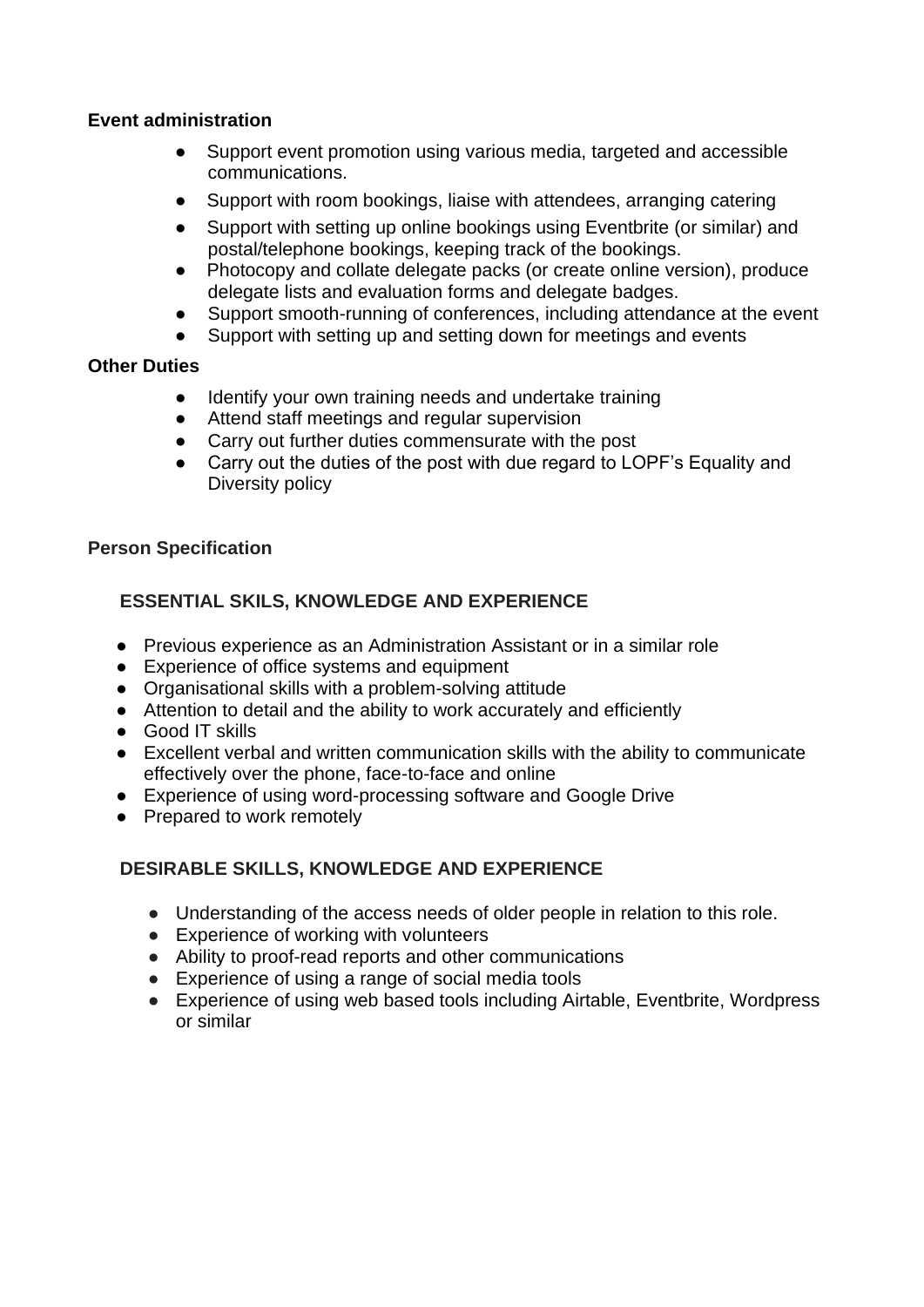**Event administration**

- Support event promotion using various media, targeted and accessible communications.
- Support with room bookings, liaise with attendees, arranging catering
- Support with setting up online bookings using Eventbrite (or similar) and postal/telephone bookings, keeping track of the bookings.
- Photocopy and collate delegate packs (or create online version), produce delegate lists and evaluation forms and delegate badges.
- Support smooth-running of conferences, including attendance at the event
- Support with setting up and setting down for meetings and events

**Other Duties**

- Identify your own training needs and undertake training
- Attend staff meetings and regular supervision
- Carry out further duties commensurate with the post
- Carry out the duties of the post with due regard to LOPF's Equality and Diversity policy

**Person Specification**

**ESSENTIAL SKILS, KNOWLEDGE AND EXPERIENCE**

- Previous experience as an Administration Assistant or in a similar role
- Experience of office systems and equipment
- Organisational skills with a problem-solving attitude
- Attention to detail and the ability to work accurately and efficiently
- Good IT skills
- Excellent verbal and written communication skills with the ability to communicate effectively over the phone, face-to-face and online
- Experience of using word-processing software and Google Drive
- Prepared to work remotely

**DESIRABLE SKILLS, KNOWLEDGE AND EXPERIENCE**

- Understanding of the access needs of older people in relation to this role.
- Experience of working with volunteers
- Ability to proof-read reports and other communications
- Experience of using a range of social media tools
- Experience of using web based tools including Airtable, Eventbrite, Wordpress or similar